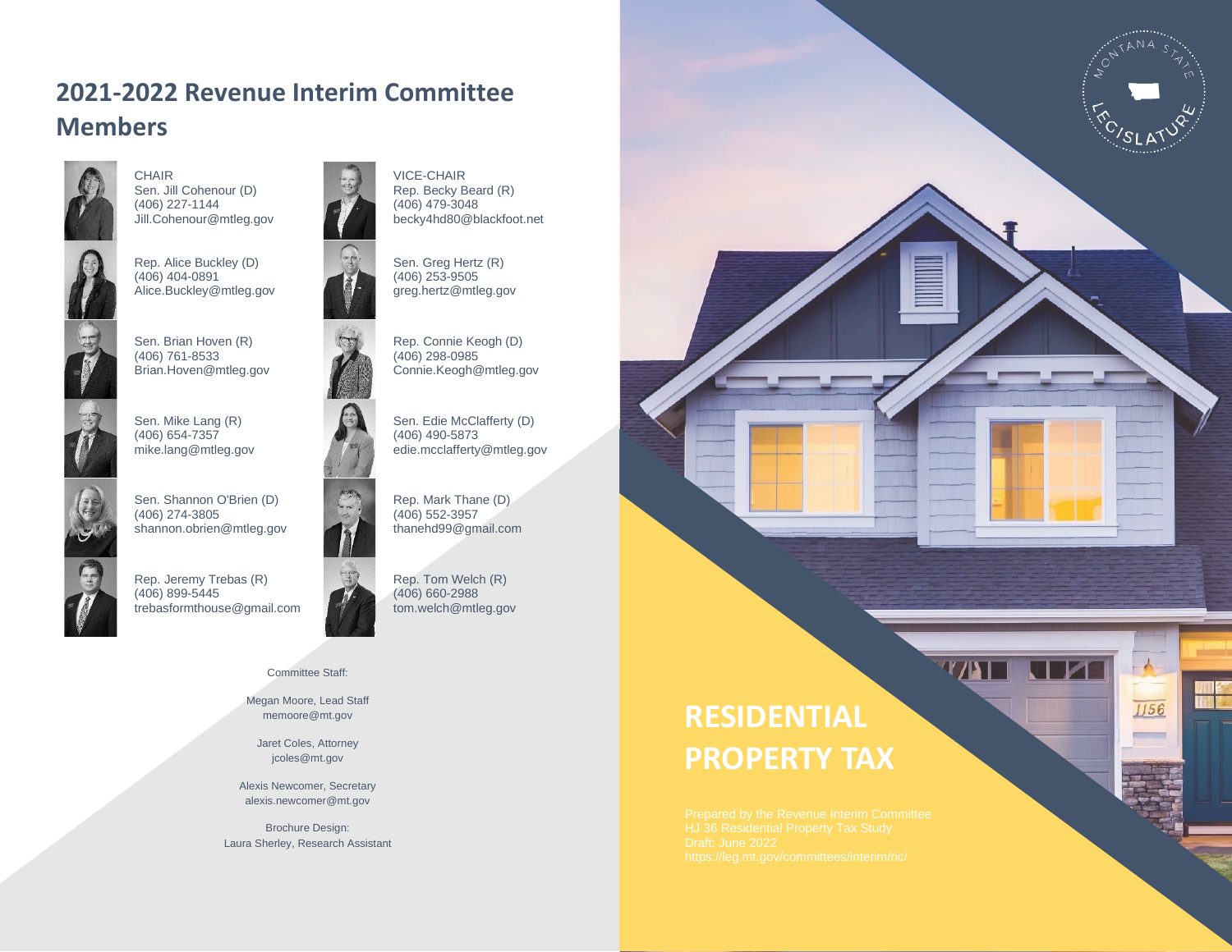## 2021-2022 Revenue Interim Committee Members

CHAIR
Sen. Jill Cohenour (D)
(406) 227-1144
Jill.Cohenour@mtleg.gov

VICE-CHAIR
Rep. Becky Beard (R)
(406) 479-3048
becky4hd80@blackfoot.net

Rep. Alice Buckley (D)
(406) 404-0891
Alice.Buckley@mtleg.gov

Sen. Greg Hertz (R)
(406) 253-9505
greg.hertz@mtleg.gov

Sen. Brian Hoven (R)
(406) 761-8533
Brian.Hoven@mtleg.gov

Rep. Connie Keogh (D)
(406) 298-0985
Connie.Keogh@mtleg.gov

Sen. Mike Lang (R)
(406) 654-7357
mike.lang@mtleg.gov

Sen. Edie McClafferty (D)
(406) 490-5873
edie.mcclafferty@mtleg.gov

Sen. Shannon O'Brien (D)
(406) 274-3805
shannon.obrien@mtleg.gov

Rep. Mark Thane (D)
(406) 552-3957
thanehd99@gmail.com

Rep. Jeremy Trebas (R)
(406) 899-5445
trebasformthouse@gmail.com

Rep. Tom Welch (R)
(406) 660-2988
tom.welch@mtleg.gov

Committee Staff:

Megan Moore, Lead Staff
memoore@mt.gov

Jaret Coles, Attorney
jcoles@mt.gov

Alexis Newcomer, Secretary
alexis.newcomer@mt.gov

Brochure Design:
Laura Sherley, Research Assistant

Montana State Legislature

# RESIDENTIAL PROPERTY TAX

Prepared by the Revenue Interim Committee
HJ 36 Residential Property Tax Study
Draft: June 2022
https://leg.mt.gov/committees/interim/ric/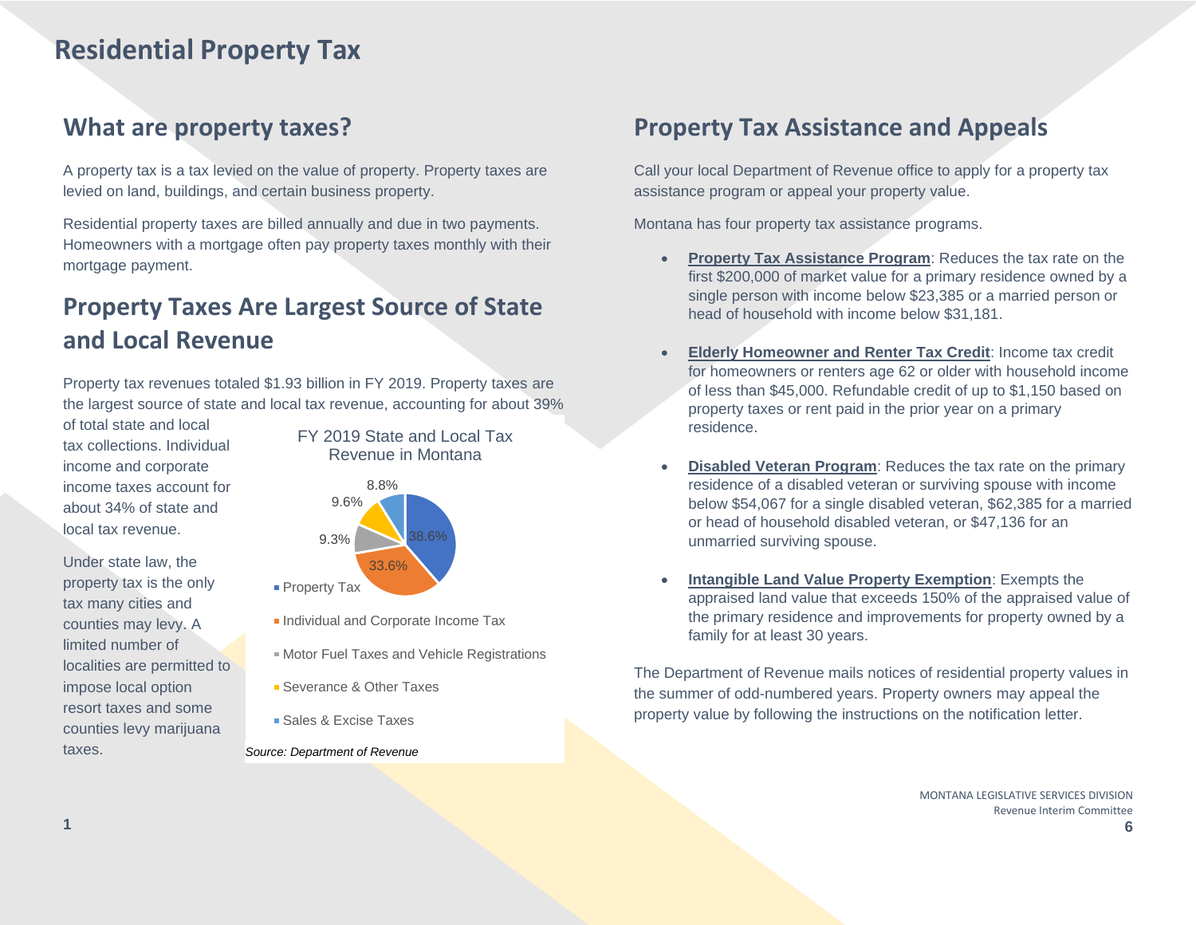# Residential Property Tax

## What are property taxes?

A property tax is a tax levied on the value of property. Property taxes are levied on land, buildings, and certain business property.

Residential property taxes are billed annually and due in two payments. Homeowners with a mortgage often pay property taxes monthly with their mortgage payment.

## Property Taxes Are Largest Source of State and Local Revenue

Property tax revenues totaled $1.93 billion in FY 2019. Property taxes are the largest source of state and local tax revenue, accounting for about 39% of total state and local tax collections. Individual income and corporate income taxes account for about 34% of state and local tax revenue.

Under state law, the property tax is the only tax many cities and counties may levy. A limited number of localities are permitted to impose local option resort taxes and some counties levy marijuana taxes.

FY 2019 State and Local Tax Revenue in Montana

| Category | Share |
|---|---|
| Property Tax | 38.6% |
| Individual and Corporate Income Tax | 33.6% |
| Motor Fuel Taxes and Vehicle Registrations | 9.3% |
| Severance & Other Taxes | 9.6% |
| Sales & Excise Taxes | 8.8% |

*Source: Department of Revenue*

## Property Tax Assistance and Appeals

Call your local Department of Revenue office to apply for a property tax assistance program or appeal your property value.

Montana has four property tax assistance programs.

- **Property Tax Assistance Program**: Reduces the tax rate on the first $200,000 of market value for a primary residence owned by a single person with income below $23,385 or a married person or head of household with income below $31,181.
- **Elderly Homeowner and Renter Tax Credit**: Income tax credit for homeowners or renters age 62 or older with household income of less than $45,000. Refundable credit of up to $1,150 based on property taxes or rent paid in the prior year on a primary residence.
- **Disabled Veteran Program**: Reduces the tax rate on the primary residence of a disabled veteran or surviving spouse with income below $54,067 for a single disabled veteran, $62,385 for a married or head of household disabled veteran, or $47,136 for an unmarried surviving spouse.
- **Intangible Land Value Property Exemption**: Exempts the appraised land value that exceeds 150% of the appraised value of the primary residence and improvements for property owned by a family for at least 30 years.

The Department of Revenue mails notices of residential property values in the summer of odd-numbered years. Property owners may appeal the property value by following the instructions on the notification letter.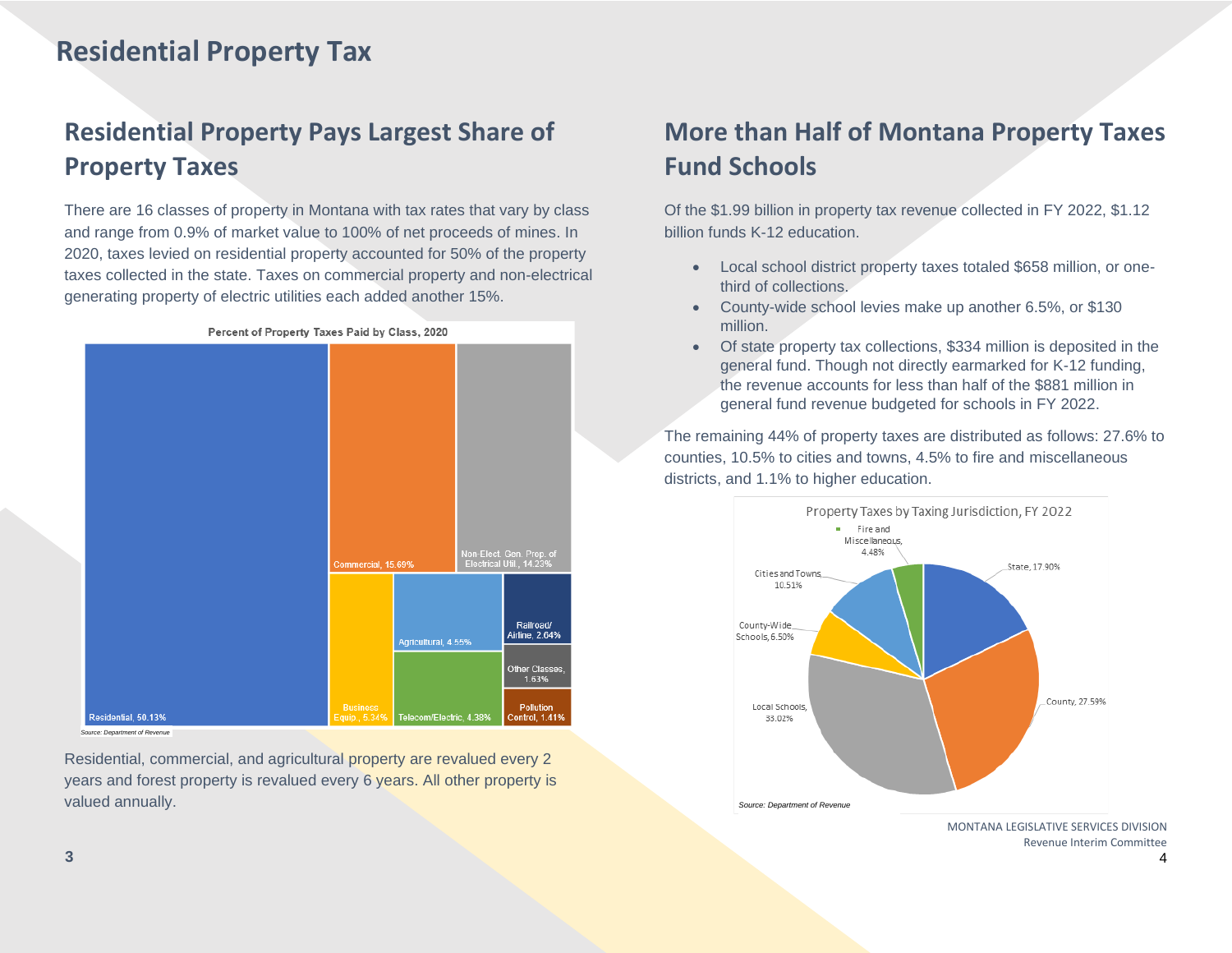# Residential Property Tax

## Residential Property Pays Largest Share of Property Taxes

There are 16 classes of property in Montana with tax rates that vary by class and range from 0.9% of market value to 100% of net proceeds of mines. In 2020, taxes levied on residential property accounted for 50% of the property taxes collected in the state. Taxes on commercial property and non-electrical generating property of electric utilities each added another 15%.

**Percent of Property Taxes Paid by Class, 2020**

| Class | Percent |
|---|---|
| Residential | 50.13% |
| Commercial | 15.69% |
| Non-Elect. Gen. Prop. of Electrical Util. | 14.23% |
| Business Equip. | 5.34% |
| Agricultural | 4.55% |
| Telecom/Electric | 4.38% |
| Railroad/Airline | 2.64% |
| Other Classes | 1.63% |
| Pollution Control | 1.41% |

*Source: Department of Revenue*

Residential, commercial, and agricultural property are revalued every 2 years and forest property is revalued every 6 years. All other property is valued annually.

## More than Half of Montana Property Taxes Fund Schools

Of the $1.99 billion in property tax revenue collected in FY 2022, $1.12 billion funds K-12 education.

- Local school district property taxes totaled $658 million, or one-third of collections.
- County-wide school levies make up another 6.5%, or $130 million.
- Of state property tax collections, $334 million is deposited in the general fund. Though not directly earmarked for K-12 funding, the revenue accounts for less than half of the $881 million in general fund revenue budgeted for schools in FY 2022.

The remaining 44% of property taxes are distributed as follows: 27.6% to counties, 10.5% to cities and towns, 4.5% to fire and miscellaneous districts, and 1.1% to higher education.

**Property Taxes by Taxing Jurisdiction, FY 2022**

| Jurisdiction | Percent |
|---|---|
| State | 17.90% |
| County | 27.59% |
| Local Schools | 33.02% |
| County-Wide Schools | 6.50% |
| Cities and Towns | 10.51% |
| Fire and Miscellaneous | 4.48% |

*Source: Department of Revenue*

MONTANA LEGISLATIVE SERVICES DIVISION
Revenue Interim Committee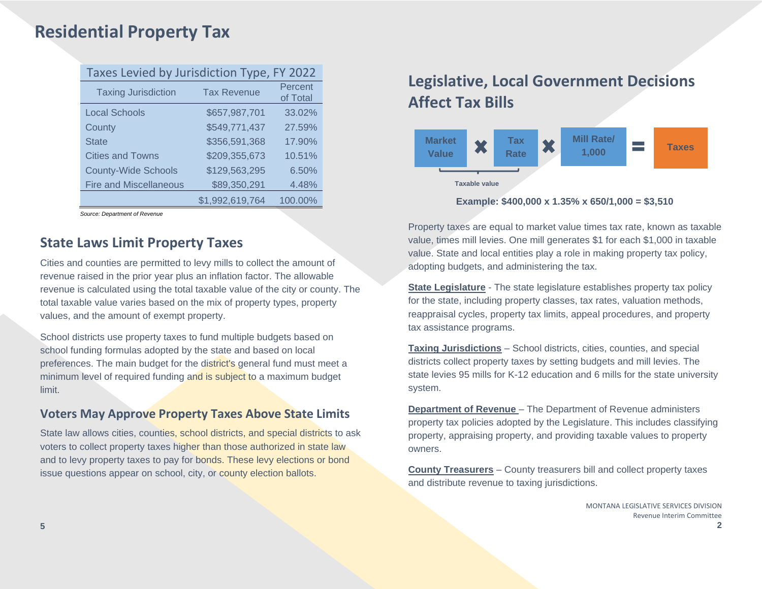# Residential Property Tax

| Taxes Levied by Jurisdiction Type, FY 2022 | | |
|---|---|---|
| Taxing Jurisdiction | Tax Revenue | Percent of Total |
| Local Schools | $657,987,701 | 33.02% |
| County | $549,771,437 | 27.59% |
| State | $356,591,368 | 17.90% |
| Cities and Towns | $209,355,673 | 10.51% |
| County-Wide Schools | $129,563,295 | 6.50% |
| Fire and Miscellaneous | $89,350,291 | 4.48% |
| | $1,992,619,764 | 100.00% |

*Source: Department of Revenue*

## State Laws Limit Property Taxes

Cities and counties are permitted to levy mills to collect the amount of revenue raised in the prior year plus an inflation factor. The allowable revenue is calculated using the total taxable value of the city or county. The total taxable value varies based on the mix of property types, property values, and the amount of exempt property.

School districts use property taxes to fund multiple budgets based on school funding formulas adopted by the state and based on local preferences. The main budget for the district's general fund must meet a minimum level of required funding and is subject to a maximum budget limit.

## Voters May Approve Property Taxes Above State Limits

State law allows cities, counties, school districts, and special districts to ask voters to collect property taxes higher than those authorized in state law and to levy property taxes to pay for bonds. These levy elections or bond issue questions appear on school, city, or county election ballots.

## Legislative, Local Government Decisions Affect Tax Bills

Market Value ✖ Tax Rate ✖ Mill Rate/ 1,000 = Taxes

Taxable value

**Example: $400,000 x 1.35% x 650/1,000 = $3,510**

Property taxes are equal to market value times tax rate, known as taxable value, times mill levies. One mill generates $1 for each $1,000 in taxable value. State and local entities play a role in making property tax policy, adopting budgets, and administering the tax.

**State Legislature** - The state legislature establishes property tax policy for the state, including property classes, tax rates, valuation methods, reappraisal cycles, property tax limits, appeal procedures, and property tax assistance programs.

**Taxing Jurisdictions** – School districts, cities, counties, and special districts collect property taxes by setting budgets and mill levies. The state levies 95 mills for K-12 education and 6 mills for the state university system.

**Department of Revenue** – The Department of Revenue administers property tax policies adopted by the Legislature. This includes classifying property, appraising property, and providing taxable values to property owners.

**County Treasurers** – County treasurers bill and collect property taxes and distribute revenue to taxing jurisdictions.